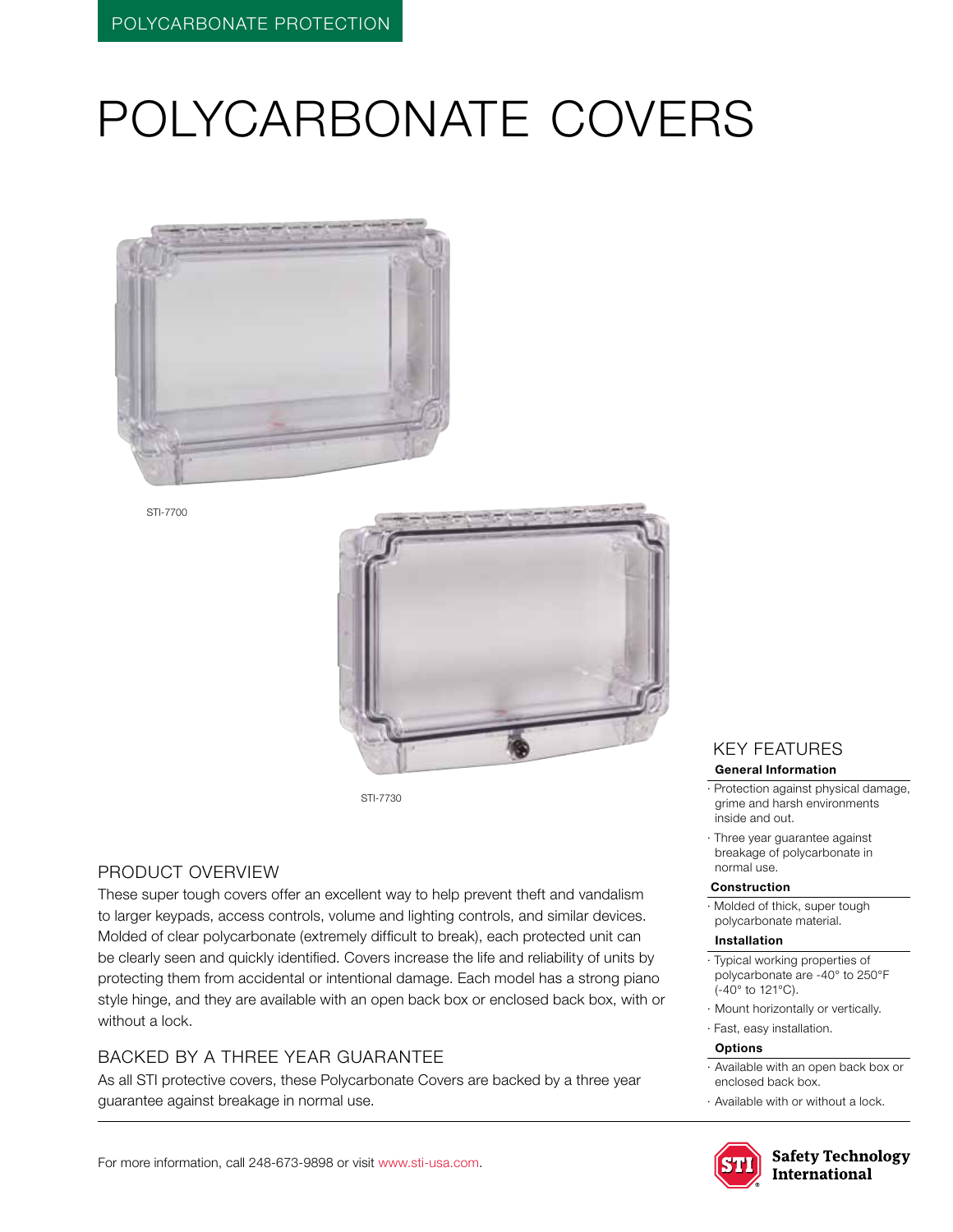POLYCARBONATE PROTECTION

# POLYCARBONATE COVERS

STI-7700

STI-7730

## PRODUCT OVERVIEW

These super tough covers offer an excellent way to help prevent theft and vandalism to larger keypads, access controls, volume and lighting controls, and similar devices. Molded of clear polycarbonate (extremely difficult to break), each protected unit can be clearly seen and quickly identified. Covers increase the life and reliability of units by protecting them from accidental or intentional damage. Each model has a strong piano style hinge, and they are available with an open back box or enclosed back box, with or without a lock.

## BACKED BY A THREE YEAR GUARANTEE

As all STI protective covers, these Polycarbonate Covers are backed by a three year guarantee against breakage in normal use.

## KEY FEATURES

**General Information**

- Protection against physical damage, grime and harsh environments inside and out.
- Three year guarantee against breakage of polycarbonate in normal use.

**Construction**

- Molded of thick, super tough polycarbonate material.

**Installation**

- Typical working properties of polycarbonate are -40° to 250°F (-40° to 121°C).
- Mount horizontally or vertically.
- Fast, easy installation.

**Options**

- Available with an open back box or enclosed back box.
- Available with or without a lock.

For more information, call 248-673-9898 or visit www.sti-usa.com.

Safety Technology International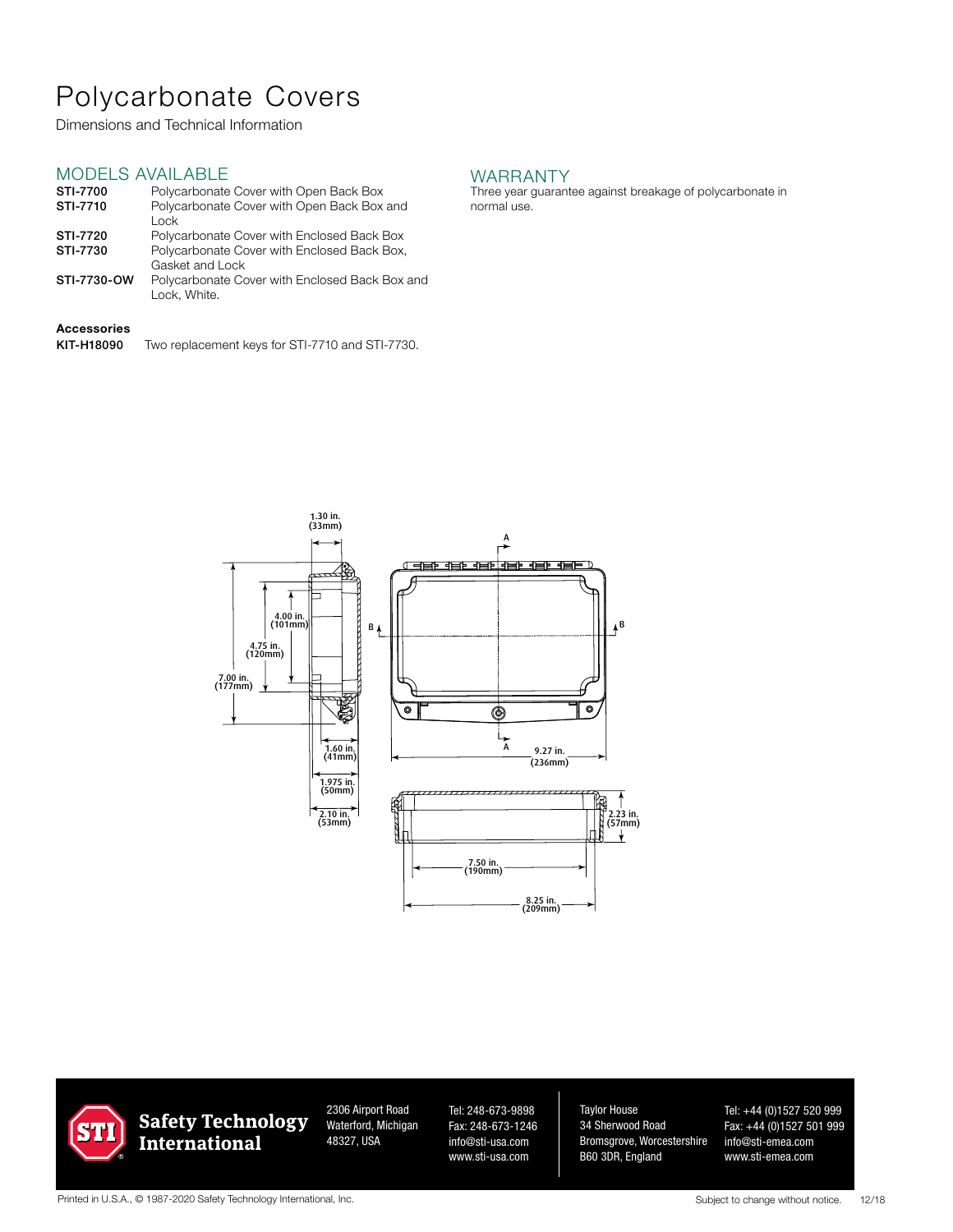# Polycarbonate Covers

Dimensions and Technical Information

## MODELS AVAILABLE

| | |
|---|---|
| **STI-7700** | Polycarbonate Cover with Open Back Box |
| **STI-7710** | Polycarbonate Cover with Open Back Box and Lock |
| **STI-7720** | Polycarbonate Cover with Enclosed Back Box |
| **STI-7730** | Polycarbonate Cover with Enclosed Back Box, Gasket and Lock |
| **STI-7730-OW** | Polycarbonate Cover with Enclosed Back Box and Lock, White. |

**Accessories**

**KIT-H18090** Two replacement keys for STI-7710 and STI-7730.

## WARRANTY

Three year guarantee against breakage of polycarbonate in normal use.

1.30 in. (33mm)
4.00 in. (101mm)
4.75 in. (120mm)
7.00 in. (177mm)
1.60 in. (41mm)
1.975 in. (50mm)
2.10 in. (53mm)
A
B
9.27 in. (236mm)
2.23 in. (57mm)
7.50 in. (190mm)
8.25 in. (209mm)

**Safety Technology International**

2306 Airport Road
Waterford, Michigan
48327, USA

Tel: 248-673-9898
Fax: 248-673-1246
info@sti-usa.com
www.sti-usa.com

Taylor House
34 Sherwood Road
Bromsgrove, Worcestershire
B60 3DR, England

Tel: +44 (0)1527 520 999
Fax: +44 (0)1527 501 999
info@sti-emea.com
www.sti-emea.com

Printed in U.S.A., © 1987-2020 Safety Technology International, Inc.

Subject to change without notice. 12/18